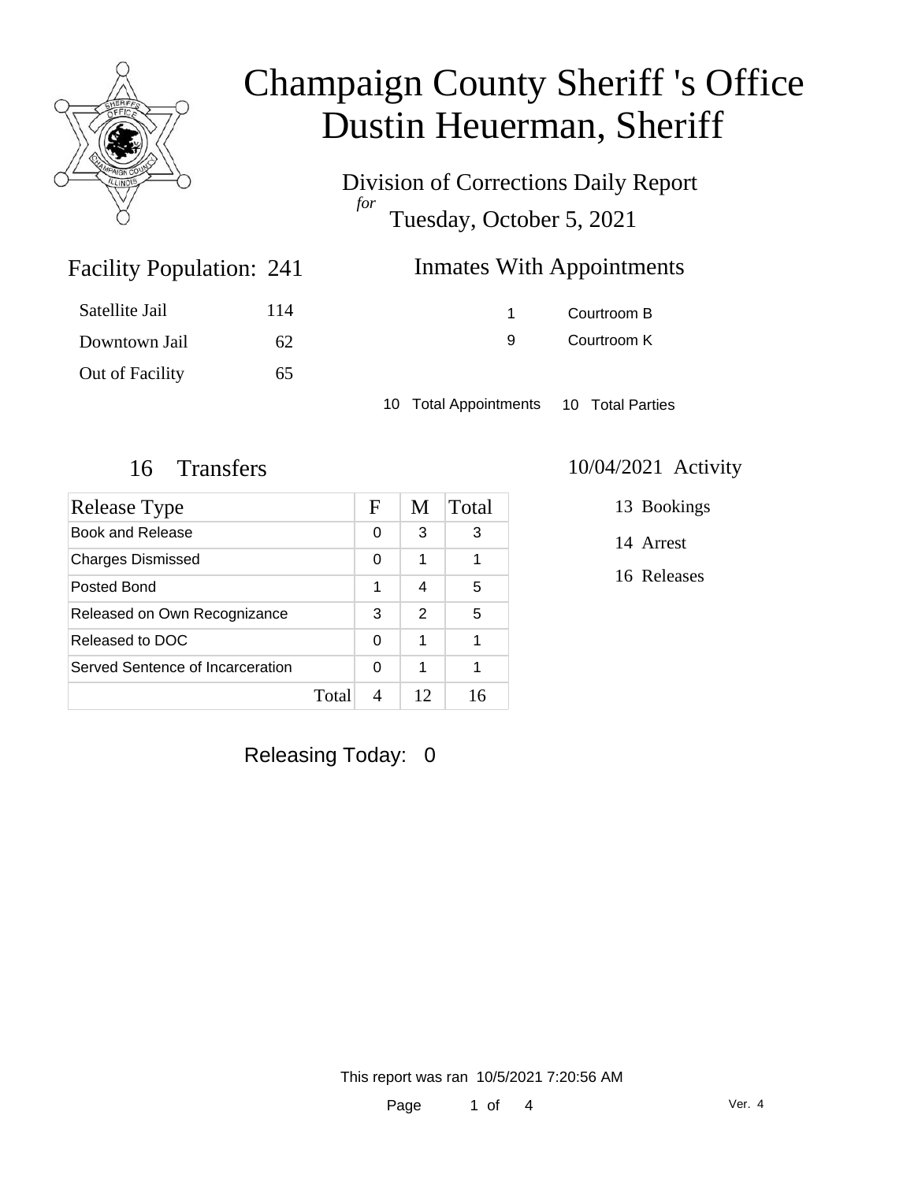# Champaign County Sheriff 's Office
# Dustin Heuerman, Sheriff

Division of Corrections Daily Report

*for*

Tuesday, October 5, 2021

## Facility Population: 241

| | |
|---|---|
| Satellite Jail | 114 |
| Downtown Jail | 62 |
| Out of Facility | 65 |

## Inmates With Appointments

| | |
|---|---|
| 1 | Courtroom B |
| 9 | Courtroom K |

10 Total Appointments 10 Total Parties

## 16 Transfers

| Release Type | F | M | Total |
|---|---|---|---|
| Book and Release | 0 | 3 | 3 |
| Charges Dismissed | 0 | 1 | 1 |
| Posted Bond | 1 | 4 | 5 |
| Released on Own Recognizance | 3 | 2 | 5 |
| Released to DOC | 0 | 1 | 1 |
| Served Sentence of Incarceration | 0 | 1 | 1 |
| Total | 4 | 12 | 16 |

## 10/04/2021 Activity

13 Bookings

14 Arrest

16 Releases

Releasing Today: 0

This report was ran 10/5/2021 7:20:56 AM

Ver. 4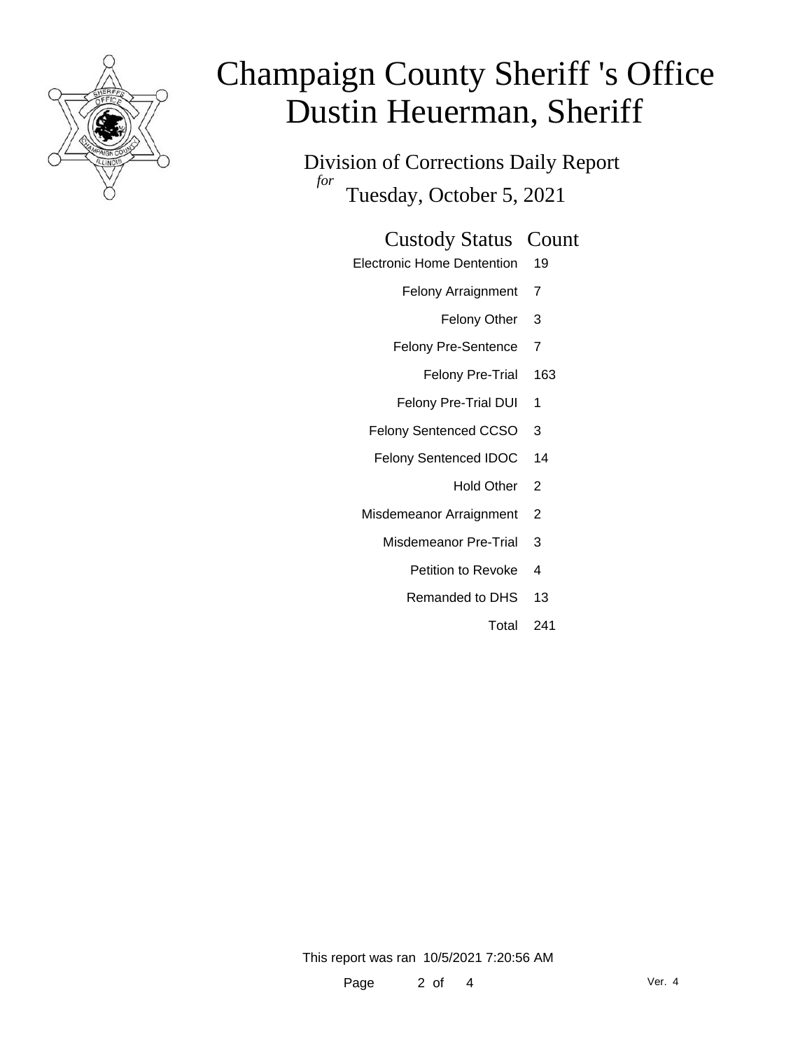# Champaign County Sheriff 's Office
# Dustin Heuerman, Sheriff

## Division of Corrections Daily Report

*for*

## Tuesday, October 5, 2021

| Custody Status | Count |
| --- | --- |
| Electronic Home Dentention | 19 |
| Felony Arraignment | 7 |
| Felony Other | 3 |
| Felony Pre-Sentence | 7 |
| Felony Pre-Trial | 163 |
| Felony Pre-Trial DUI | 1 |
| Felony Sentenced CCSO | 3 |
| Felony Sentenced IDOC | 14 |
| Hold Other | 2 |
| Misdemeanor Arraignment | 2 |
| Misdemeanor Pre-Trial | 3 |
| Petition to Revoke | 4 |
| Remanded to DHS | 13 |
| Total | 241 |

This report was ran 10/5/2021 7:20:56 AM

Ver. 4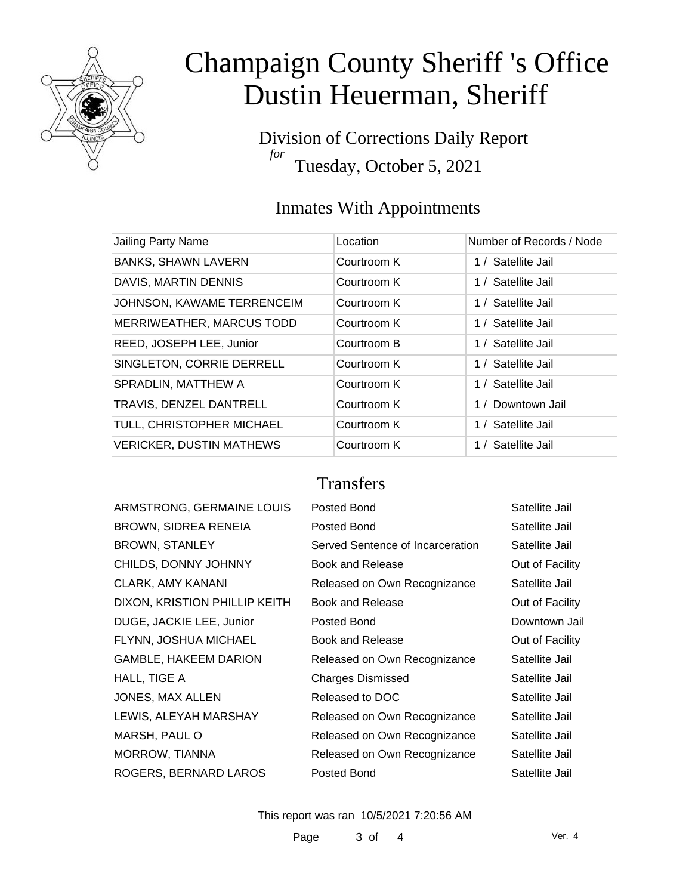# Champaign County Sheriff 's Office
# Dustin Heuerman, Sheriff

Division of Corrections Daily Report
*for*
Tuesday, October 5, 2021

## Inmates With Appointments

| Jailing Party Name | Location | Number of Records / Node |
|---|---|---|
| BANKS, SHAWN LAVERN | Courtroom K | 1 / Satellite Jail |
| DAVIS, MARTIN DENNIS | Courtroom K | 1 / Satellite Jail |
| JOHNSON, KAWAME TERRENCEIM | Courtroom K | 1 / Satellite Jail |
| MERRIWEATHER, MARCUS TODD | Courtroom K | 1 / Satellite Jail |
| REED, JOSEPH LEE, Junior | Courtroom B | 1 / Satellite Jail |
| SINGLETON, CORRIE DERRELL | Courtroom K | 1 / Satellite Jail |
| SPRADLIN, MATTHEW A | Courtroom K | 1 / Satellite Jail |
| TRAVIS, DENZEL DANTRELL | Courtroom K | 1 / Downtown Jail |
| TULL, CHRISTOPHER MICHAEL | Courtroom K | 1 / Satellite Jail |
| VERICKER, DUSTIN MATHEWS | Courtroom K | 1 / Satellite Jail |

## Transfers

| | | |
|---|---|---|
| ARMSTRONG, GERMAINE LOUIS | Posted Bond | Satellite Jail |
| BROWN, SIDREA RENEIA | Posted Bond | Satellite Jail |
| BROWN, STANLEY | Served Sentence of Incarceration | Satellite Jail |
| CHILDS, DONNY JOHNNY | Book and Release | Out of Facility |
| CLARK, AMY KANANI | Released on Own Recognizance | Satellite Jail |
| DIXON, KRISTION PHILLIP KEITH | Book and Release | Out of Facility |
| DUGE, JACKIE LEE, Junior | Posted Bond | Downtown Jail |
| FLYNN, JOSHUA MICHAEL | Book and Release | Out of Facility |
| GAMBLE, HAKEEM DARION | Released on Own Recognizance | Satellite Jail |
| HALL, TIGE A | Charges Dismissed | Satellite Jail |
| JONES, MAX ALLEN | Released to DOC | Satellite Jail |
| LEWIS, ALEYAH MARSHAY | Released on Own Recognizance | Satellite Jail |
| MARSH, PAUL O | Released on Own Recognizance | Satellite Jail |
| MORROW, TIANNA | Released on Own Recognizance | Satellite Jail |
| ROGERS, BERNARD LAROS | Posted Bond | Satellite Jail |

This report was ran 10/5/2021 7:20:56 AM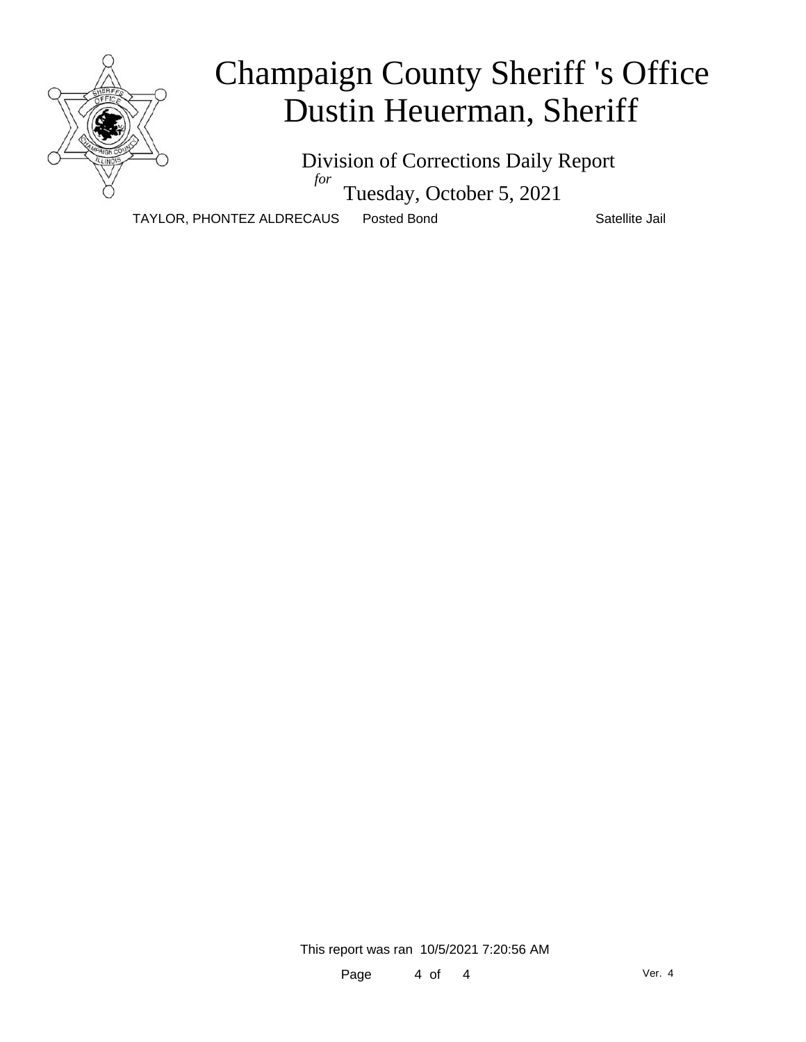# Champaign County Sheriff 's Office
# Dustin Heuerman, Sheriff

Division of Corrections Daily Report
*for*
Tuesday, October 5, 2021

| | | |
|---|---|---|
| TAYLOR, PHONTEZ ALDRECAUS | Posted Bond | Satellite Jail |

This report was ran 10/5/2021 7:20:56 AM

Ver. 4